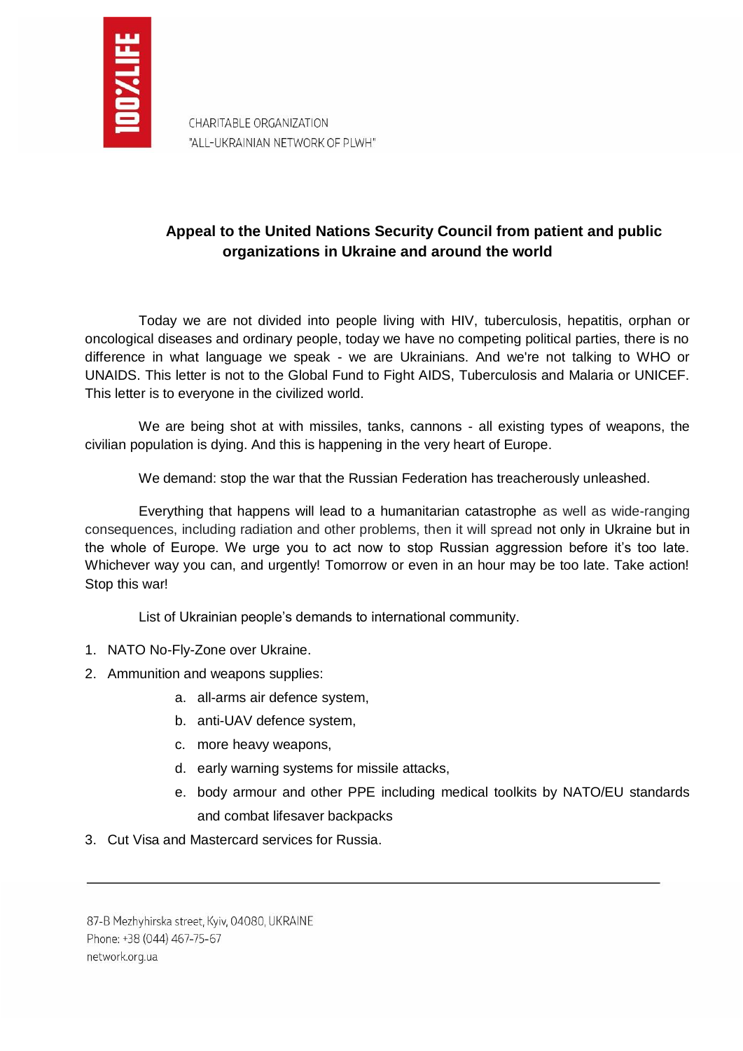CHARITABLE ORGANIZATION
"ALL-UKRAINIAN NETWORK OF PLWH"

## Appeal to the United Nations Security Council from patient and public organizations in Ukraine and around the world

Today we are not divided into people living with HIV, tuberculosis, hepatitis, orphan or oncological diseases and ordinary people, today we have no competing political parties, there is no difference in what language we speak - we are Ukrainians. And we're not talking to WHO or UNAIDS. This letter is not to the Global Fund to Fight AIDS, Tuberculosis and Malaria or UNICEF. This letter is to everyone in the civilized world.

We are being shot at with missiles, tanks, cannons - all existing types of weapons, the civilian population is dying. And this is happening in the very heart of Europe.

We demand: stop the war that the Russian Federation has treacherously unleashed.

Everything that happens will lead to a humanitarian catastrophe as well as wide-ranging consequences, including radiation and other problems, then it will spread not only in Ukraine but in the whole of Europe. We urge you to act now to stop Russian aggression before it's too late. Whichever way you can, and urgently! Tomorrow or even in an hour may be too late. Take action! Stop this war!

List of Ukrainian people's demands to international community.

1. NATO No-Fly-Zone over Ukraine.
2. Ammunition and weapons supplies:
   a. all-arms air defence system,
   b. anti-UAV defence system,
   c. more heavy weapons,
   d. early warning systems for missile attacks,
   e. body armour and other PPE including medical toolkits by NATO/EU standards and combat lifesaver backpacks
3. Cut Visa and Mastercard services for Russia.

87-B Mezhyhirska street, Kyiv, 04080, UKRAINE
Phone: +38 (044) 467-75-67
network.org.ua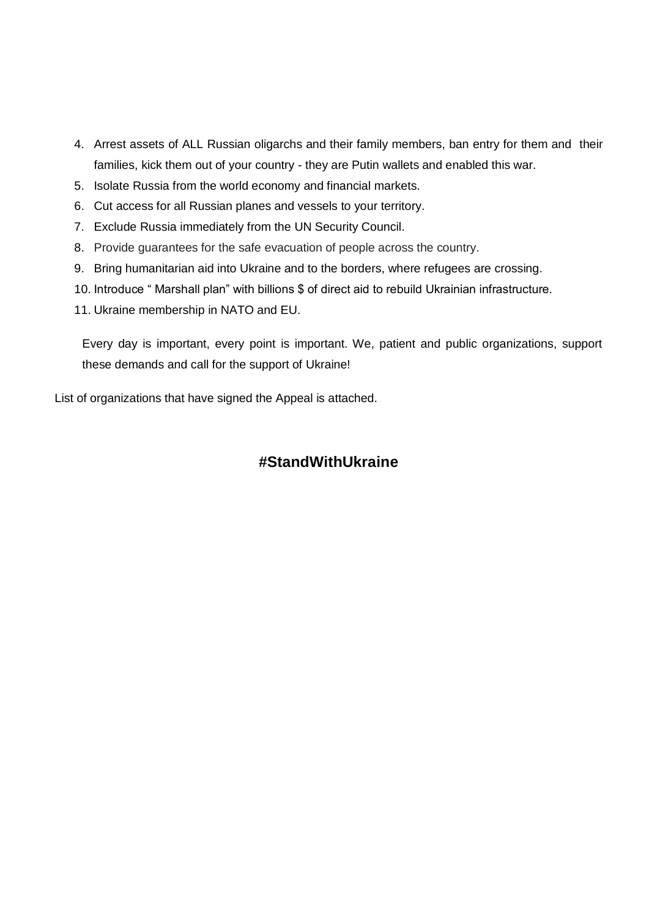4. Arrest assets of ALL Russian oligarchs and their family members, ban entry for them and their families, kick them out of your country - they are Putin wallets and enabled this war.
5. Isolate Russia from the world economy and financial markets.
6. Cut access for all Russian planes and vessels to your territory.
7. Exclude Russia immediately from the UN Security Council.
8. Provide guarantees for the safe evacuation of people across the country.
9. Bring humanitarian aid into Ukraine and to the borders, where refugees are crossing.
10. Introduce " Marshall plan" with billions $ of direct aid to rebuild Ukrainian infrastructure.
11. Ukraine membership in NATO and EU.

Every day is important, every point is important. We, patient and public organizations, support these demands and call for the support of Ukraine!

List of organizations that have signed the Appeal is attached.

**#StandWithUkraine**